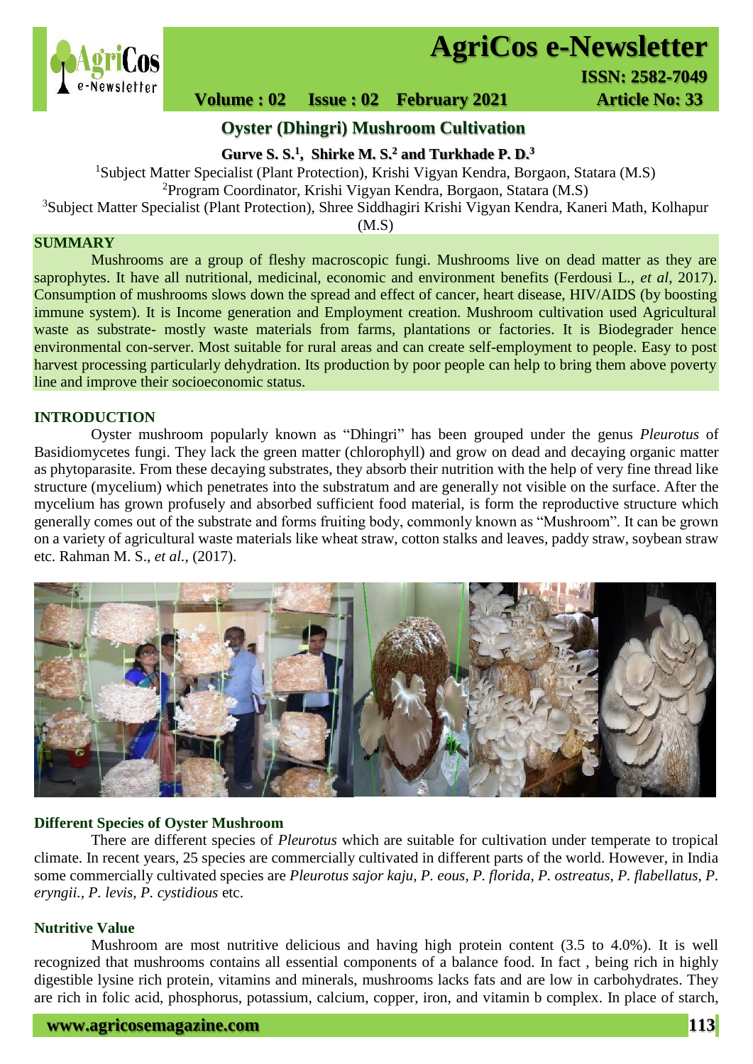# Oyster (Dhingri) Mushroom Cultivation

**Gurve S. S.[1], Shirke M. S.[2] and Turkhade P. D.[3]**

[1]Subject Matter Specialist (Plant Protection), Krishi Vigyan Kendra, Borgaon, Statara (M.S)
[2]Program Coordinator, Krishi Vigyan Kendra, Borgaon, Statara (M.S)
[3]Subject Matter Specialist (Plant Protection), Shree Siddhagiri Krishi Vigyan Kendra, Kaneri Math, Kolhapur (M.S)

## SUMMARY

Mushrooms are a group of fleshy macroscopic fungi. Mushrooms live on dead matter as they are saprophytes. It have all nutritional, medicinal, economic and environment benefits (Ferdousi L., *et al*, 2017). Consumption of mushrooms slows down the spread and effect of cancer, heart disease, HIV/AIDS (by boosting immune system). It is Income generation and Employment creation. Mushroom cultivation used Agricultural waste as substrate- mostly waste materials from farms, plantations or factories. It is Biodegrader hence environmental con-server. Most suitable for rural areas and can create self-employment to people. Easy to post harvest processing particularly dehydration. Its production by poor people can help to bring them above poverty line and improve their socioeconomic status.

## INTRODUCTION

Oyster mushroom popularly known as "Dhingri" has been grouped under the genus *Pleurotus* of Basidiomycetes fungi. They lack the green matter (chlorophyll) and grow on dead and decaying organic matter as phytoparasite. From these decaying substrates, they absorb their nutrition with the help of very fine thread like structure (mycelium) which penetrates into the substratum and are generally not visible on the surface. After the mycelium has grown profusely and absorbed sufficient food material, is form the reproductive structure which generally comes out of the substrate and forms fruiting body, commonly known as "Mushroom". It can be grown on a variety of agricultural waste materials like wheat straw, cotton stalks and leaves, paddy straw, soybean straw etc. Rahman M. S., *et al.,* (2017).

### Different Species of Oyster Mushroom

There are different species of *Pleurotus* which are suitable for cultivation under temperate to tropical climate. In recent years, 25 species are commercially cultivated in different parts of the world. However, in India some commercially cultivated species are *Pleurotus sajor kaju, P. eous, P. florida, P. ostreatus, P. flabellatus, P. eryngii., P. levis, P. cystidious* etc.

### Nutritive Value

Mushroom are most nutritive delicious and having high protein content (3.5 to 4.0%). It is well recognized that mushrooms contains all essential components of a balance food. In fact , being rich in highly digestible lysine rich protein, vitamins and minerals, mushrooms lacks fats and are low in carbohydrates. They are rich in folic acid, phosphorus, potassium, calcium, copper, iron, and vitamin b complex. In place of starch,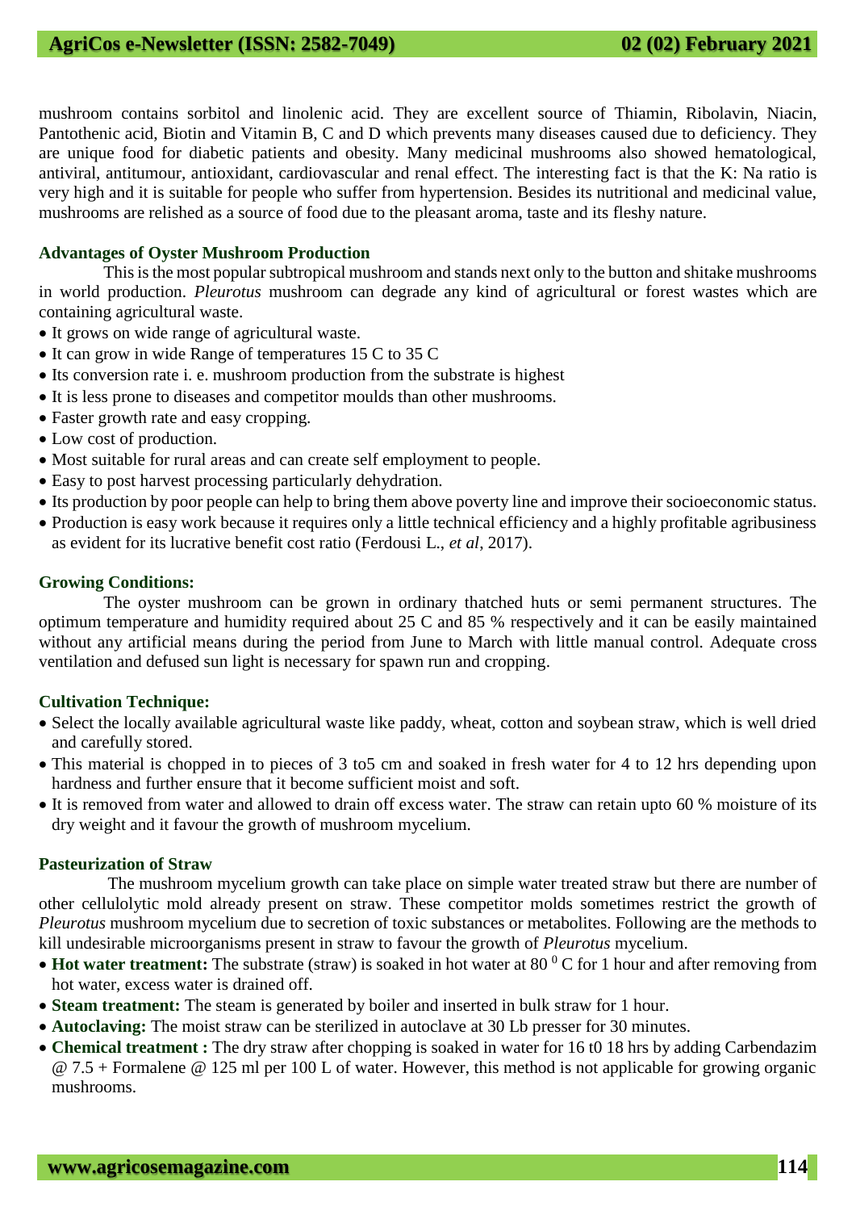mushroom contains sorbitol and linolenic acid. They are excellent source of Thiamin, Ribolavin, Niacin, Pantothenic acid, Biotin and Vitamin B, C and D which prevents many diseases caused due to deficiency. They are unique food for diabetic patients and obesity. Many medicinal mushrooms also showed hematological, antiviral, antitumour, antioxidant, cardiovascular and renal effect. The interesting fact is that the K: Na ratio is very high and it is suitable for people who suffer from hypertension. Besides its nutritional and medicinal value, mushrooms are relished as a source of food due to the pleasant aroma, taste and its fleshy nature.

### Advantages of Oyster Mushroom Production

This is the most popular subtropical mushroom and stands next only to the button and shitake mushrooms in world production. *Pleurotus* mushroom can degrade any kind of agricultural or forest wastes which are containing agricultural waste.

- It grows on wide range of agricultural waste.
- It can grow in wide Range of temperatures 15 C to 35 C
- Its conversion rate i. e. mushroom production from the substrate is highest
- It is less prone to diseases and competitor moulds than other mushrooms.
- Faster growth rate and easy cropping.
- Low cost of production.
- Most suitable for rural areas and can create self employment to people.
- Easy to post harvest processing particularly dehydration.
- Its production by poor people can help to bring them above poverty line and improve their socioeconomic status.
- Production is easy work because it requires only a little technical efficiency and a highly profitable agribusiness as evident for its lucrative benefit cost ratio (Ferdousi L., *et al*, 2017).

### Growing Conditions:

The oyster mushroom can be grown in ordinary thatched huts or semi permanent structures. The optimum temperature and humidity required about 25 C and 85 % respectively and it can be easily maintained without any artificial means during the period from June to March with little manual control. Adequate cross ventilation and defused sun light is necessary for spawn run and cropping.

### Cultivation Technique:

- Select the locally available agricultural waste like paddy, wheat, cotton and soybean straw, which is well dried and carefully stored.
- This material is chopped in to pieces of 3 to5 cm and soaked in fresh water for 4 to 12 hrs depending upon hardness and further ensure that it become sufficient moist and soft.
- It is removed from water and allowed to drain off excess water. The straw can retain upto 60 % moisture of its dry weight and it favour the growth of mushroom mycelium.

### Pasteurization of Straw

The mushroom mycelium growth can take place on simple water treated straw but there are number of other cellulolytic mold already present on straw. These competitor molds sometimes restrict the growth of *Pleurotus* mushroom mycelium due to secretion of toxic substances or metabolites. Following are the methods to kill undesirable microorganisms present in straw to favour the growth of *Pleurotus* mycelium.

- **Hot water treatment:** The substrate (straw) is soaked in hot water at 80 $^{0}$ C for 1 hour and after removing from hot water, excess water is drained off.
- **Steam treatment:** The steam is generated by boiler and inserted in bulk straw for 1 hour.
- **Autoclaving:** The moist straw can be sterilized in autoclave at 30 Lb presser for 30 minutes.
- **Chemical treatment :** The dry straw after chopping is soaked in water for 16 t0 18 hrs by adding Carbendazim @ 7.5 + Formalene @ 125 ml per 100 L of water. However, this method is not applicable for growing organic mushrooms.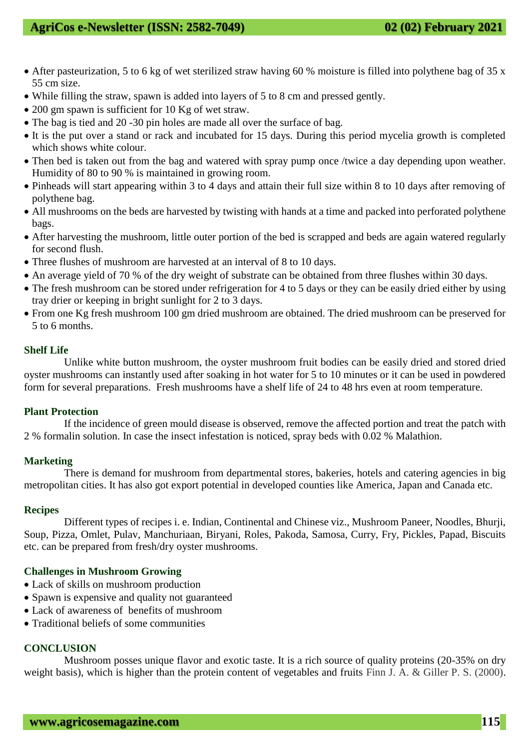- After pasteurization, 5 to 6 kg of wet sterilized straw having 60 % moisture is filled into polythene bag of 35 x 55 cm size.
- While filling the straw, spawn is added into layers of 5 to 8 cm and pressed gently.
- 200 gm spawn is sufficient for 10 Kg of wet straw.
- The bag is tied and 20 -30 pin holes are made all over the surface of bag.
- It is the put over a stand or rack and incubated for 15 days. During this period mycelia growth is completed which shows white colour.
- Then bed is taken out from the bag and watered with spray pump once /twice a day depending upon weather. Humidity of 80 to 90 % is maintained in growing room.
- Pinheads will start appearing within 3 to 4 days and attain their full size within 8 to 10 days after removing of polythene bag.
- All mushrooms on the beds are harvested by twisting with hands at a time and packed into perforated polythene bags.
- After harvesting the mushroom, little outer portion of the bed is scrapped and beds are again watered regularly for second flush.
- Three flushes of mushroom are harvested at an interval of 8 to 10 days.
- An average yield of 70 % of the dry weight of substrate can be obtained from three flushes within 30 days.
- The fresh mushroom can be stored under refrigeration for 4 to 5 days or they can be easily dried either by using tray drier or keeping in bright sunlight for 2 to 3 days.
- From one Kg fresh mushroom 100 gm dried mushroom are obtained. The dried mushroom can be preserved for 5 to 6 months.

## Shelf Life

Unlike white button mushroom, the oyster mushroom fruit bodies can be easily dried and stored dried oyster mushrooms can instantly used after soaking in hot water for 5 to 10 minutes or it can be used in powdered form for several preparations. Fresh mushrooms have a shelf life of 24 to 48 hrs even at room temperature.

## Plant Protection

If the incidence of green mould disease is observed, remove the affected portion and treat the patch with 2 % formalin solution. In case the insect infestation is noticed, spray beds with 0.02 % Malathion.

## Marketing

There is demand for mushroom from departmental stores, bakeries, hotels and catering agencies in big metropolitan cities. It has also got export potential in developed counties like America, Japan and Canada etc.

## Recipes

Different types of recipes i. e. Indian, Continental and Chinese viz., Mushroom Paneer, Noodles, Bhurji, Soup, Pizza, Omlet, Pulav, Manchuriaan, Biryani, Roles, Pakoda, Samosa, Curry, Fry, Pickles, Papad, Biscuits etc. can be prepared from fresh/dry oyster mushrooms.

## Challenges in Mushroom Growing

- Lack of skills on mushroom production
- Spawn is expensive and quality not guaranteed
- Lack of awareness of benefits of mushroom
- Traditional beliefs of some communities

## CONCLUSION

Mushroom posses unique flavor and exotic taste. It is a rich source of quality proteins (20-35% on dry weight basis), which is higher than the protein content of vegetables and fruits Finn J. A. & Giller P. S. (2000).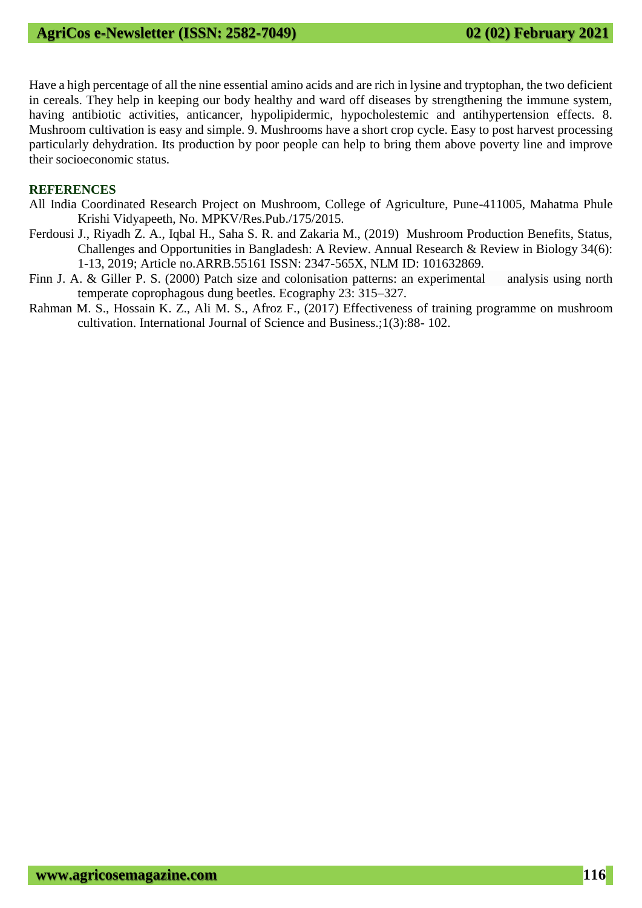Have a high percentage of all the nine essential amino acids and are rich in lysine and tryptophan, the two deficient in cereals. They help in keeping our body healthy and ward off diseases by strengthening the immune system, having antibiotic activities, anticancer, hypolipidermic, hypocholestemic and antihypertension effects. 8. Mushroom cultivation is easy and simple. 9. Mushrooms have a short crop cycle. Easy to post harvest processing particularly dehydration. Its production by poor people can help to bring them above poverty line and improve their socioeconomic status.

## REFERENCES

All India Coordinated Research Project on Mushroom, College of Agriculture, Pune-411005, Mahatma Phule Krishi Vidyapeeth, No. MPKV/Res.Pub./175/2015.

Ferdousi J., Riyadh Z. A., Iqbal H., Saha S. R. and Zakaria M., (2019) Mushroom Production Benefits, Status, Challenges and Opportunities in Bangladesh: A Review. Annual Research & Review in Biology 34(6): 1-13, 2019; Article no.ARRB.55161 ISSN: 2347-565X, NLM ID: 101632869.

Finn J. A. & Giller P. S. (2000) Patch size and colonisation patterns: an experimental analysis using north temperate coprophagous dung beetles. Ecography 23: 315–327.

Rahman M. S., Hossain K. Z., Ali M. S., Afroz F., (2017) Effectiveness of training programme on mushroom cultivation. International Journal of Science and Business.;1(3):88- 102.